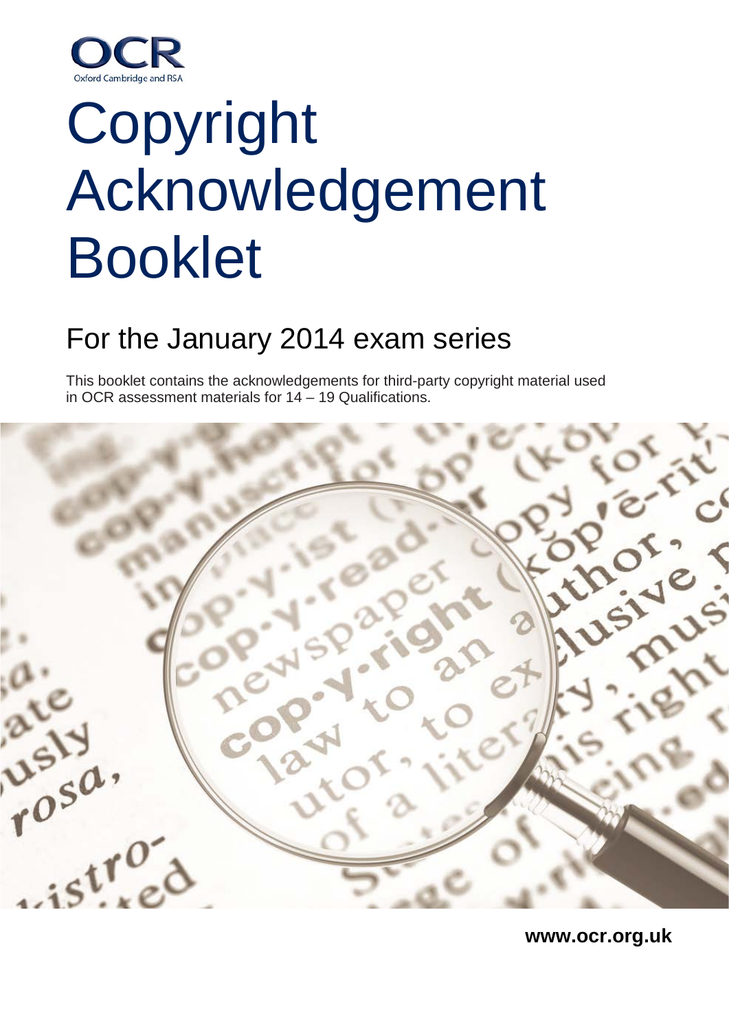OCR
Oxford Cambridge and RSA

# Copyright Acknowledgement Booklet

## For the January 2014 exam series

This booklet contains the acknowledgements for third-party copyright material used in OCR assessment materials for 14 – 19 Qualifications.

**www.ocr.org.uk**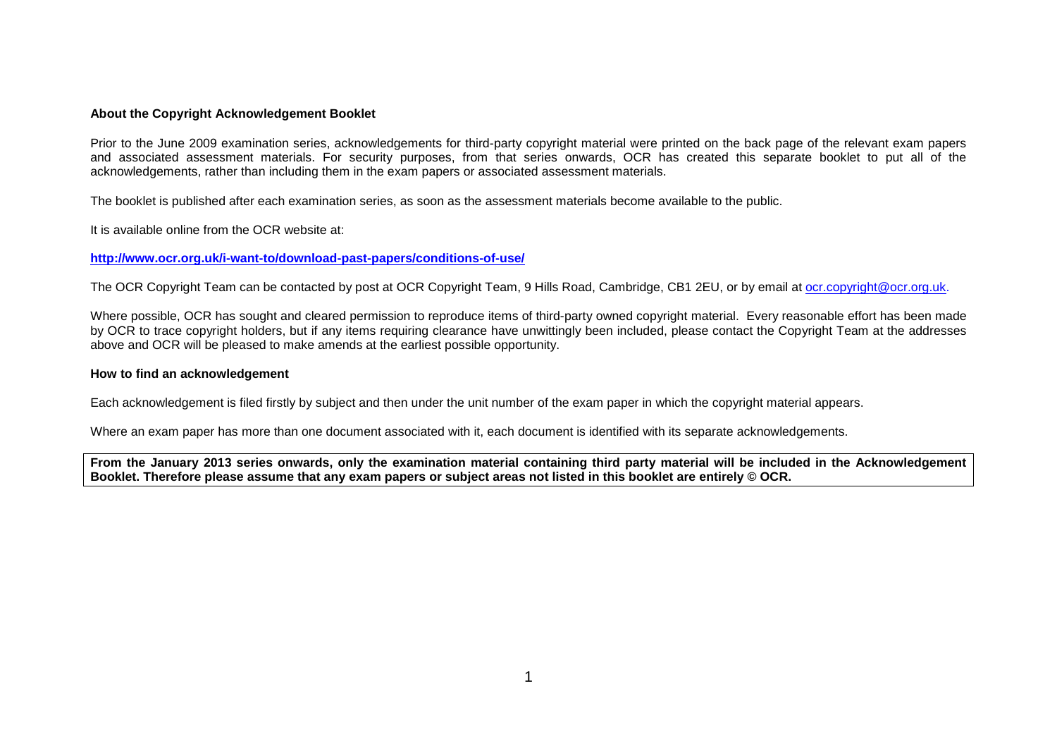**About the Copyright Acknowledgement Booklet**

Prior to the June 2009 examination series, acknowledgements for third-party copyright material were printed on the back page of the relevant exam papers and associated assessment materials. For security purposes, from that series onwards, OCR has created this separate booklet to put all of the acknowledgements, rather than including them in the exam papers or associated assessment materials.

The booklet is published after each examination series, as soon as the assessment materials become available to the public.

It is available online from the OCR website at:

**http://www.ocr.org.uk/i-want-to/download-past-papers/conditions-of-use/**

The OCR Copyright Team can be contacted by post at OCR Copyright Team, 9 Hills Road, Cambridge, CB1 2EU, or by email at ocr.copyright@ocr.org.uk.

Where possible, OCR has sought and cleared permission to reproduce items of third-party owned copyright material. Every reasonable effort has been made by OCR to trace copyright holders, but if any items requiring clearance have unwittingly been included, please contact the Copyright Team at the addresses above and OCR will be pleased to make amends at the earliest possible opportunity.

**How to find an acknowledgement**

Each acknowledgement is filed firstly by subject and then under the unit number of the exam paper in which the copyright material appears.

Where an exam paper has more than one document associated with it, each document is identified with its separate acknowledgements.

**From the January 2013 series onwards, only the examination material containing third party material will be included in the Acknowledgement Booklet. Therefore please assume that any exam papers or subject areas not listed in this booklet are entirely © OCR.**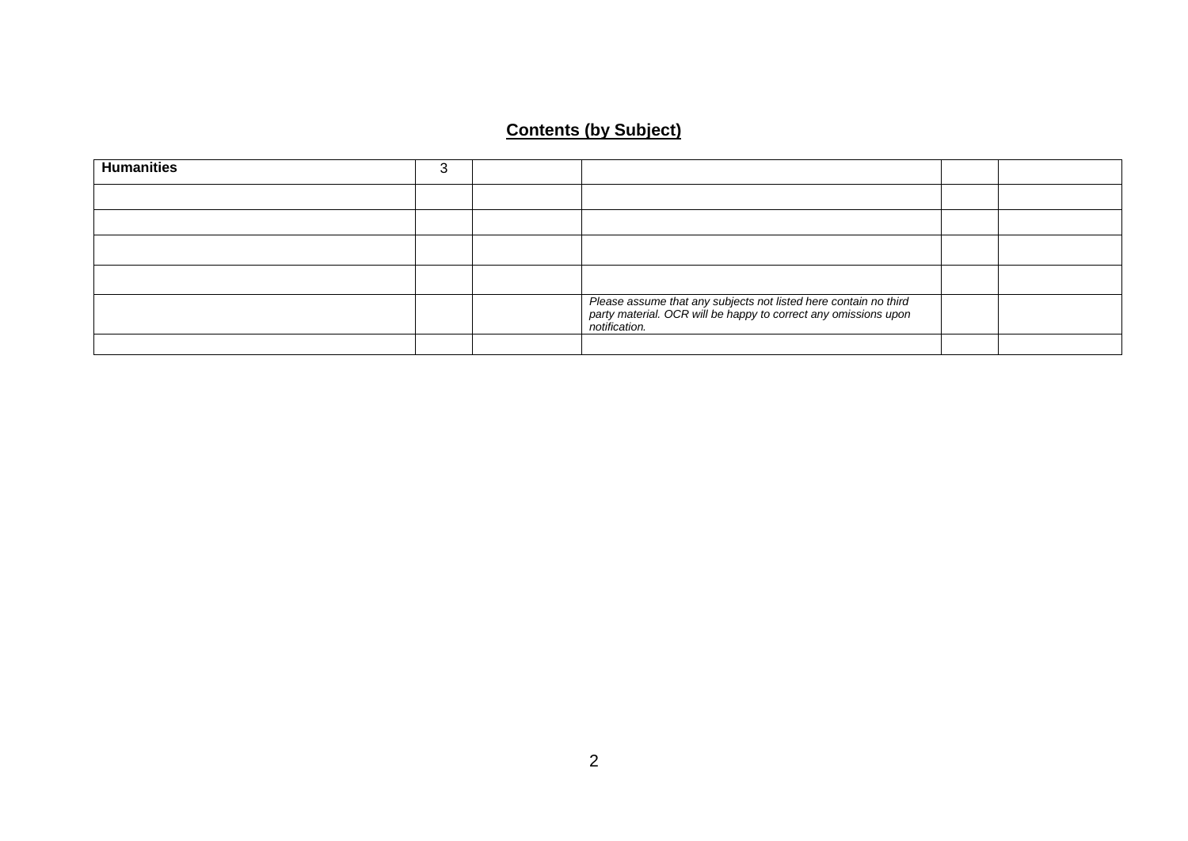## Contents (by Subject)

| **Humanities** | 3 | | | | |
|---|---|---|---|---|---|
| | | | | | |
| | | | | | |
| | | | | | |
| | | | | | |
| | | | *Please assume that any subjects not listed here contain no third party material. OCR will be happy to correct any omissions upon notification.* | | |
| | | | | | |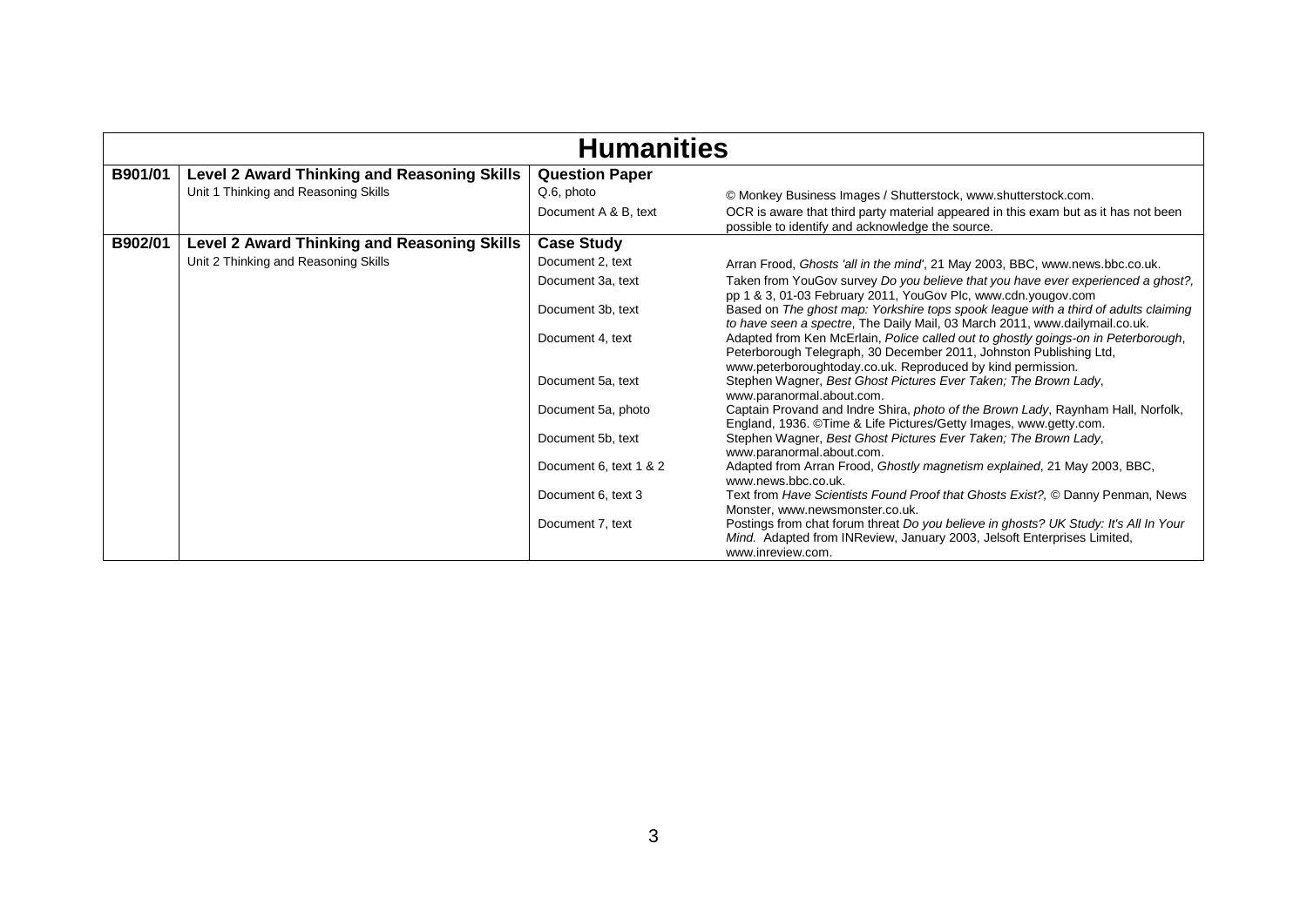# Humanities

| | | | |
|---|---|---|---|
| **B901/01** | **Level 2 Award Thinking and Reasoning Skills** | **Question Paper** | |
| | Unit 1 Thinking and Reasoning Skills | Q.6, photo | © Monkey Business Images / Shutterstock, www.shutterstock.com. |
| | | Document A & B, text | OCR is aware that third party material appeared in this exam but as it has not been possible to identify and acknowledge the source. |
| **B902/01** | **Level 2 Award Thinking and Reasoning Skills** | **Case Study** | |
| | Unit 2 Thinking and Reasoning Skills | Document 2, text | Arran Frood, *Ghosts 'all in the mind'*, 21 May 2003, BBC, www.news.bbc.co.uk. |
| | | Document 3a, text | Taken from YouGov survey *Do you believe that you have ever experienced a ghost?,* pp 1 & 3, 01-03 February 2011, YouGov Plc, www.cdn.yougov.com |
| | | Document 3b, text | Based on *The ghost map: Yorkshire tops spook league with a third of adults claiming to have seen a spectre*, The Daily Mail, 03 March 2011, www.dailymail.co.uk. |
| | | Document 4, text | Adapted from Ken McErlain, *Police called out to ghostly goings-on in Peterborough*, Peterborough Telegraph, 30 December 2011, Johnston Publishing Ltd, www.peterboroughtoday.co.uk. Reproduced by kind permission. |
| | | Document 5a, text | Stephen Wagner, *Best Ghost Pictures Ever Taken; The Brown Lady*, www.paranormal.about.com. |
| | | Document 5a, photo | Captain Provand and Indre Shira, *photo of the Brown Lady*, Raynham Hall, Norfolk, England, 1936. ©Time & Life Pictures/Getty Images, www.getty.com. |
| | | Document 5b, text | Stephen Wagner, *Best Ghost Pictures Ever Taken; The Brown Lady*, www.paranormal.about.com. |
| | | Document 6, text 1 & 2 | Adapted from Arran Frood, *Ghostly magnetism explained*, 21 May 2003, BBC, www.news.bbc.co.uk. |
| | | Document 6, text 3 | Text from *Have Scientists Found Proof that Ghosts Exist?,* © Danny Penman, News Monster, www.newsmonster.co.uk. |
| | | Document 7, text | Postings from chat forum threat *Do you believe in ghosts? UK Study: It's All In Your Mind.* Adapted from INReview, January 2003, Jelsoft Enterprises Limited, www.inreview.com. |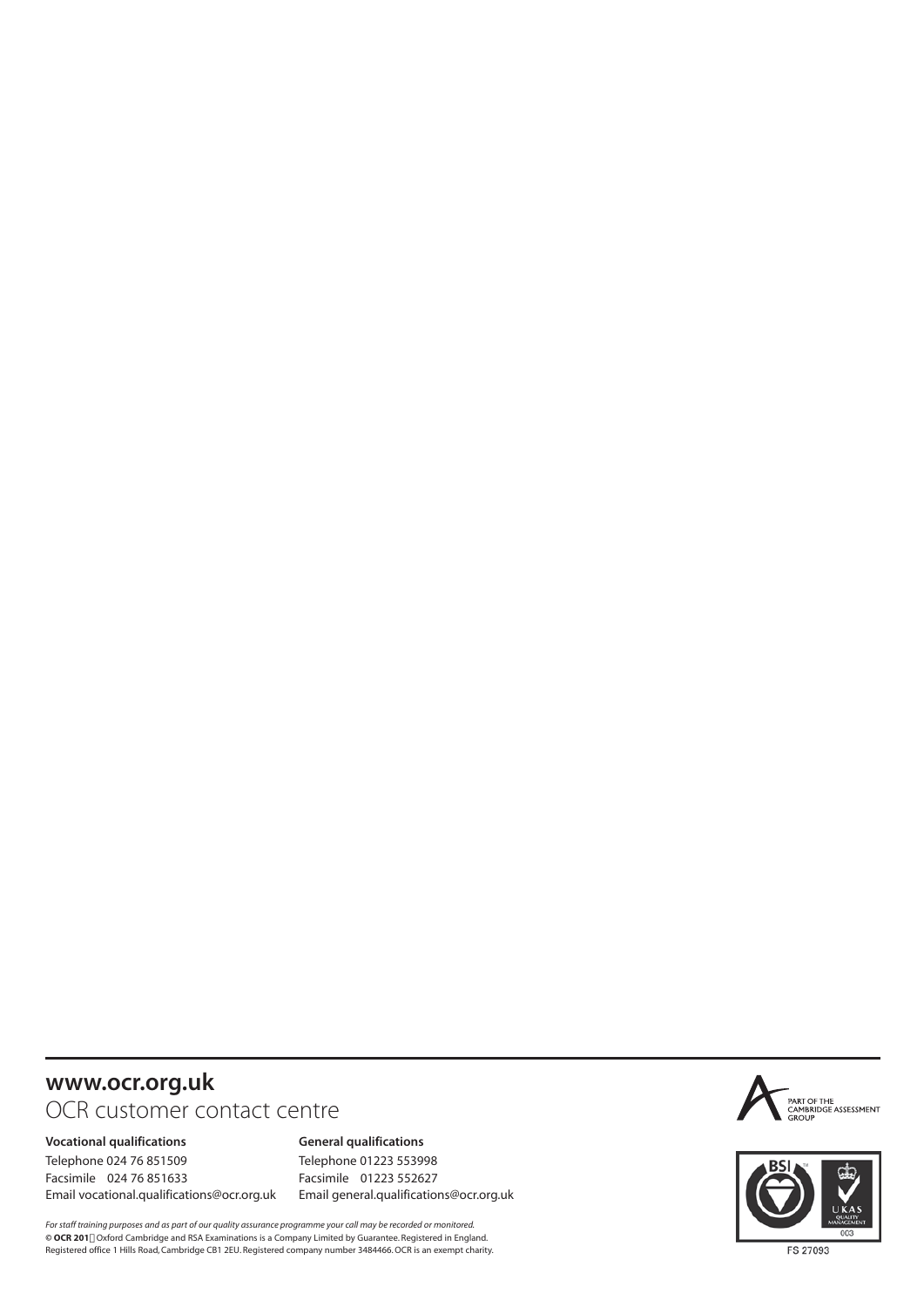**www.ocr.org.uk**
OCR customer contact centre

**Vocational qualifications**
Telephone 024 76 851509
Facsimile 024 76 851633
Email vocational.qualifications@ocr.org.uk

**General qualifications**
Telephone 01223 553998
Facsimile 01223 552627
Email general.qualifications@ocr.org.uk

*For staff training purposes and as part of our quality assurance programme your call may be recorded or monitored.*
© **OCR 201** Oxford Cambridge and RSA Examinations is a Company Limited by Guarantee. Registered in England.
Registered office 1 Hills Road, Cambridge CB1 2EU. Registered company number 3484466. OCR is an exempt charity.

PART OF THE CAMBRIDGE ASSESSMENT GROUP

FS 27093